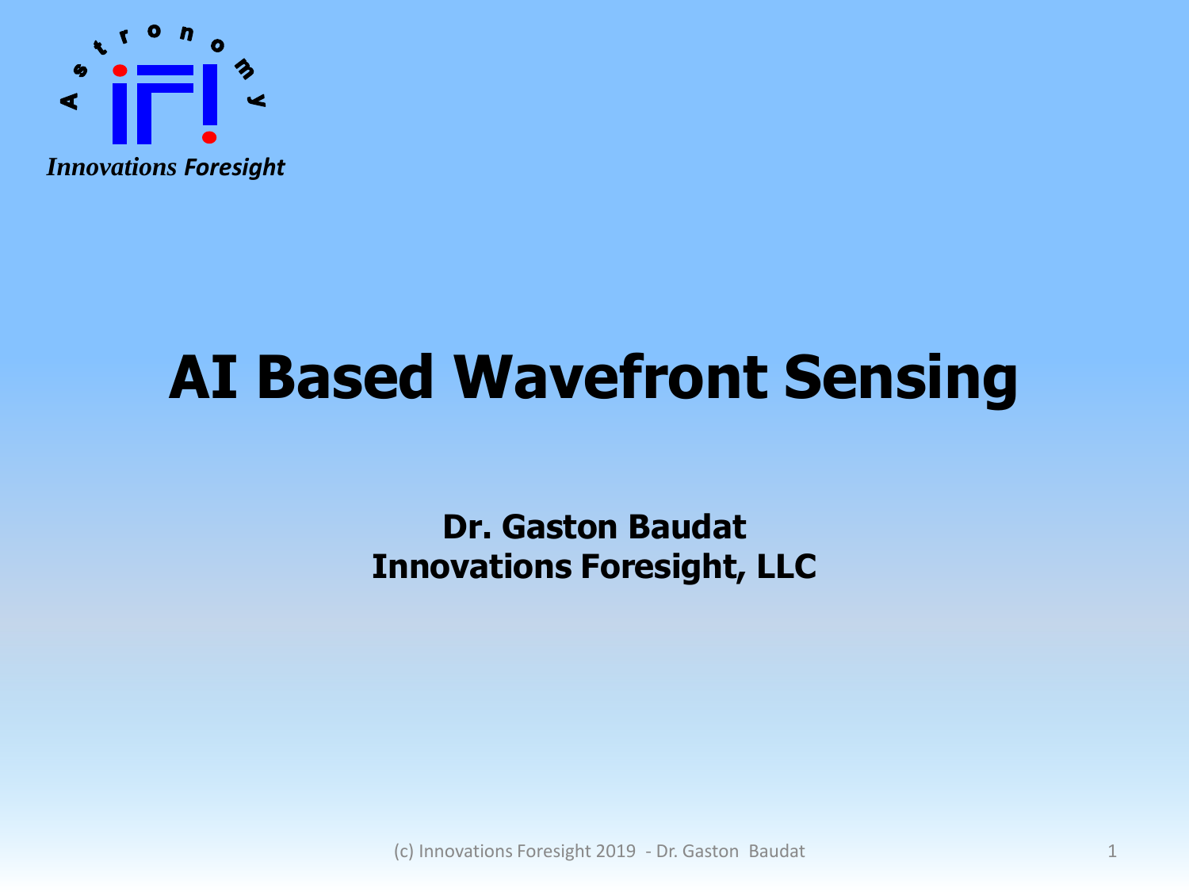# AI Based Wavefront Sensing

**Dr. Gaston Baudat**
**Innovations Foresight, LLC**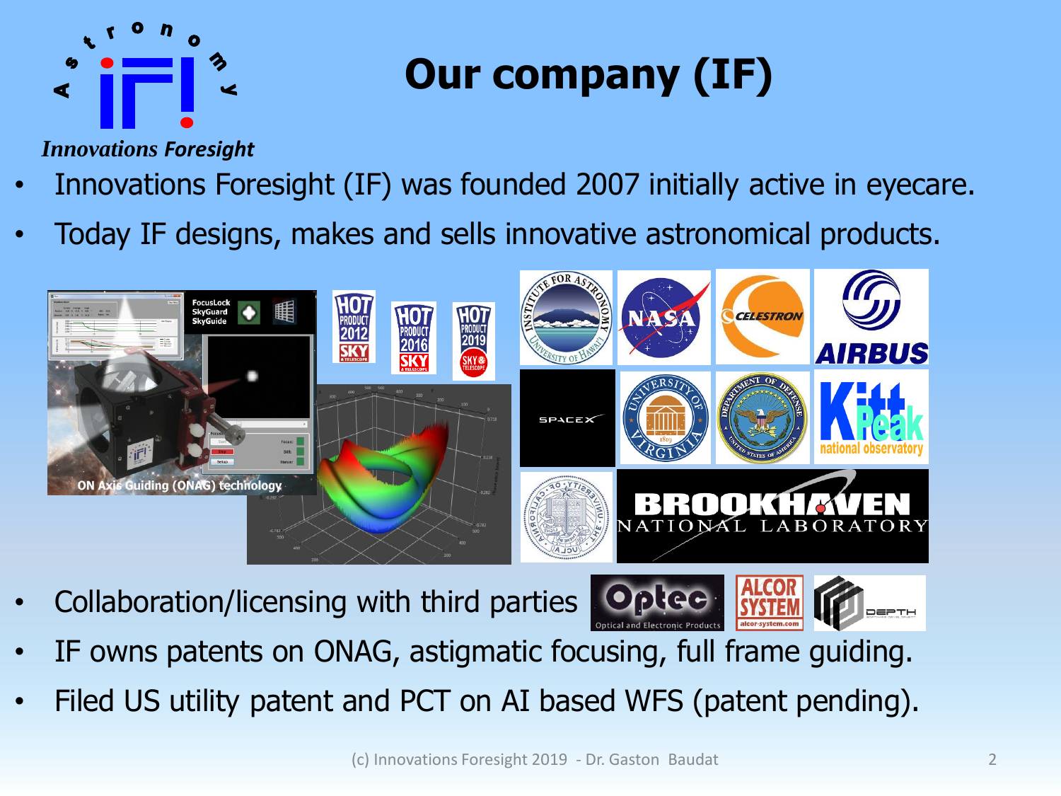# Our company (IF)

- Innovations Foresight (IF) was founded 2007 initially active in eyecare.
- Today IF designs, makes and sells innovative astronomical products.
- Collaboration/licensing with third parties
- IF owns patents on ONAG, astigmatic focusing, full frame guiding.
- Filed US utility patent and PCT on AI based WFS (patent pending).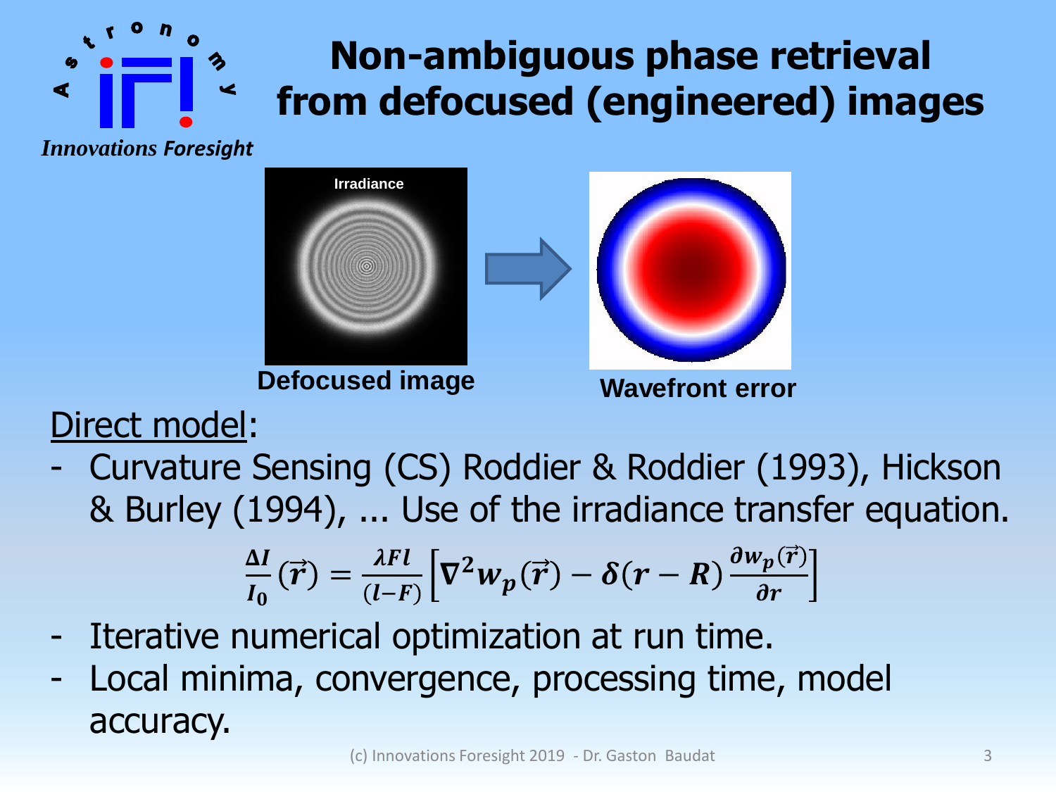# Non-ambiguous phase retrieval from defocused (engineered) images

Defocused image

Wavefront error

<u>Direct model</u>:

- Curvature Sensing (CS) Roddier & Roddier (1993), Hickson & Burley (1994), ... Use of the irradiance transfer equation.

$$\frac{\Delta I}{I_0}(\vec{r}) = \frac{\lambda F l}{(l-F)}\left[\nabla^2 w_p(\vec{r}) - \delta(r-R)\frac{\partial w_p(\vec{r})}{\partial r}\right]$$

- Iterative numerical optimization at run time.
- Local minima, convergence, processing time, model accuracy.

(c) Innovations Foresight 2019 - Dr. Gaston Baudat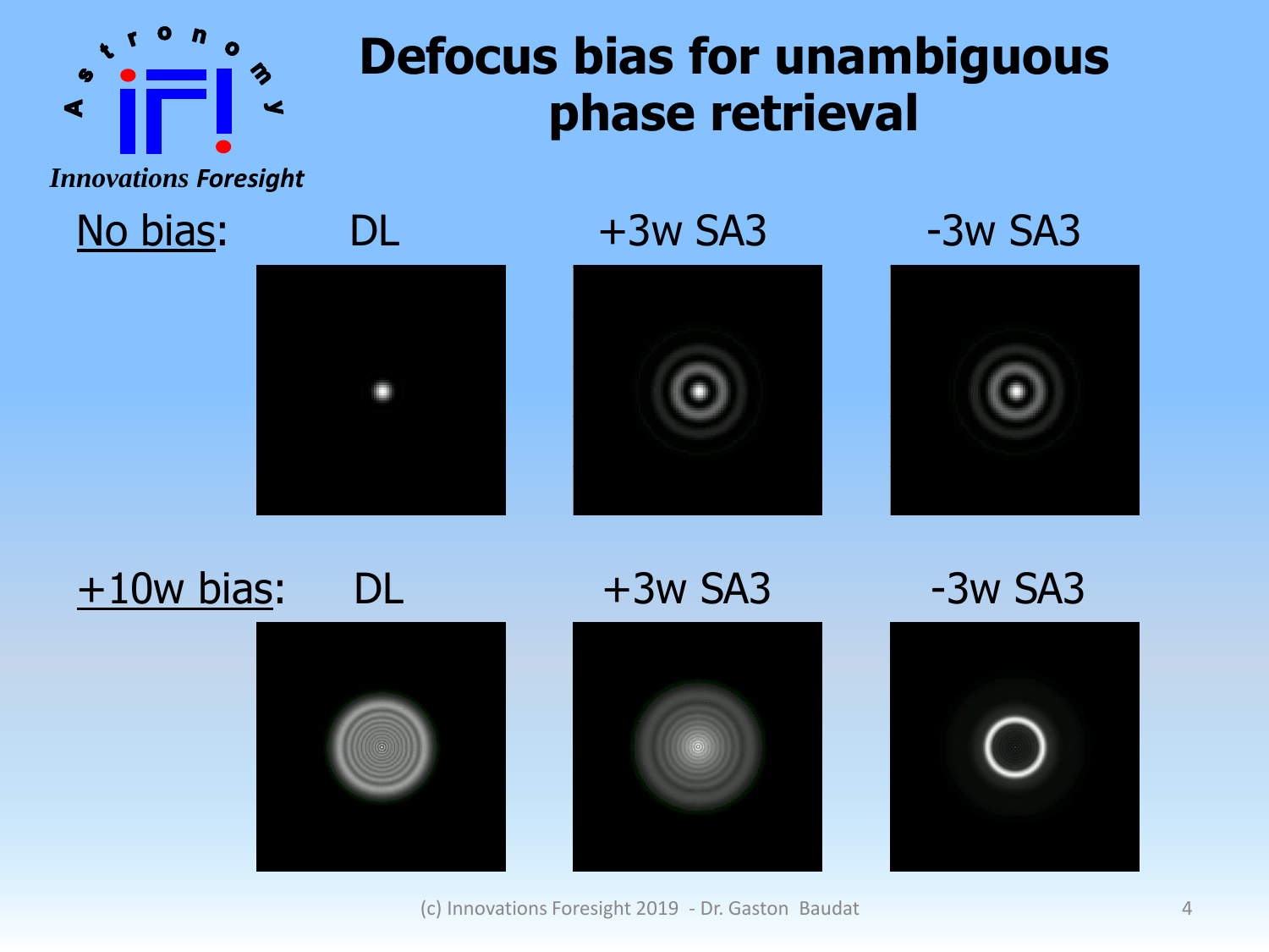# Defocus bias for unambiguous phase retrieval

No bias: DL | +3w SA3 | -3w SA3

+10w bias: DL | +3w SA3 | -3w SA3

(c) Innovations Foresight 2019 - Dr. Gaston Baudat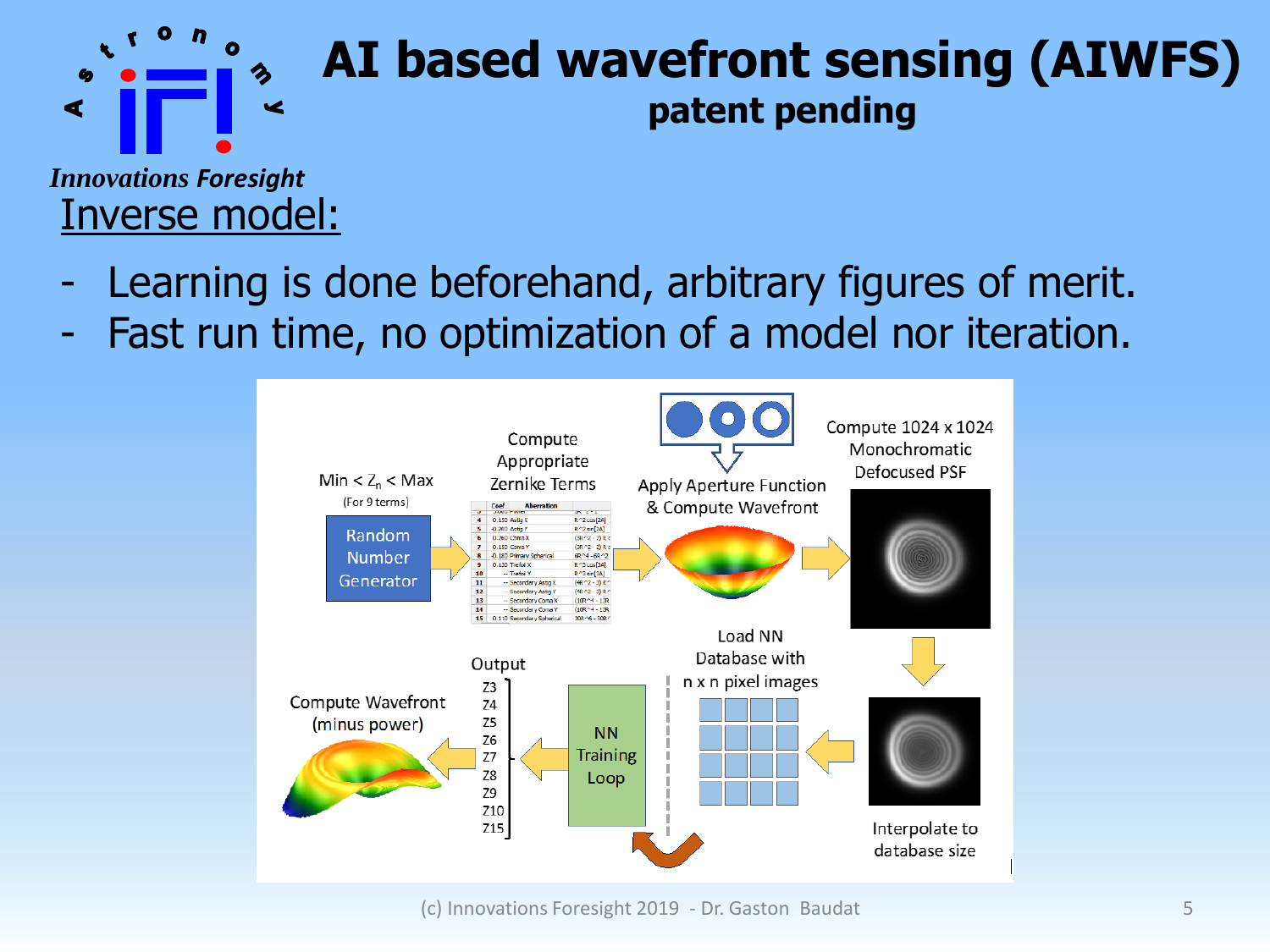# AI based wavefront sensing (AIWFS)

## patent pending

Innovations Foresight

Inverse model:

- Learning is done beforehand, arbitrary figures of merit.
- Fast run time, no optimization of a model nor iteration.

Min < $Z_n$ < Max (For 9 terms)

Random Number Generator

Compute Appropriate Zernike Terms

Apply Aperture Function & Compute Wavefront

Compute 1024 x 1024 Monochromatic Defocused PSF

Interpolate to database size

Load NN Database with n x n pixel images

NN Training Loop

Output: Z3, Z4, Z5, Z6, Z7, Z8, Z9, Z10, Z15

Compute Wavefront (minus power)

(c) Innovations Foresight 2019 - Dr. Gaston Baudat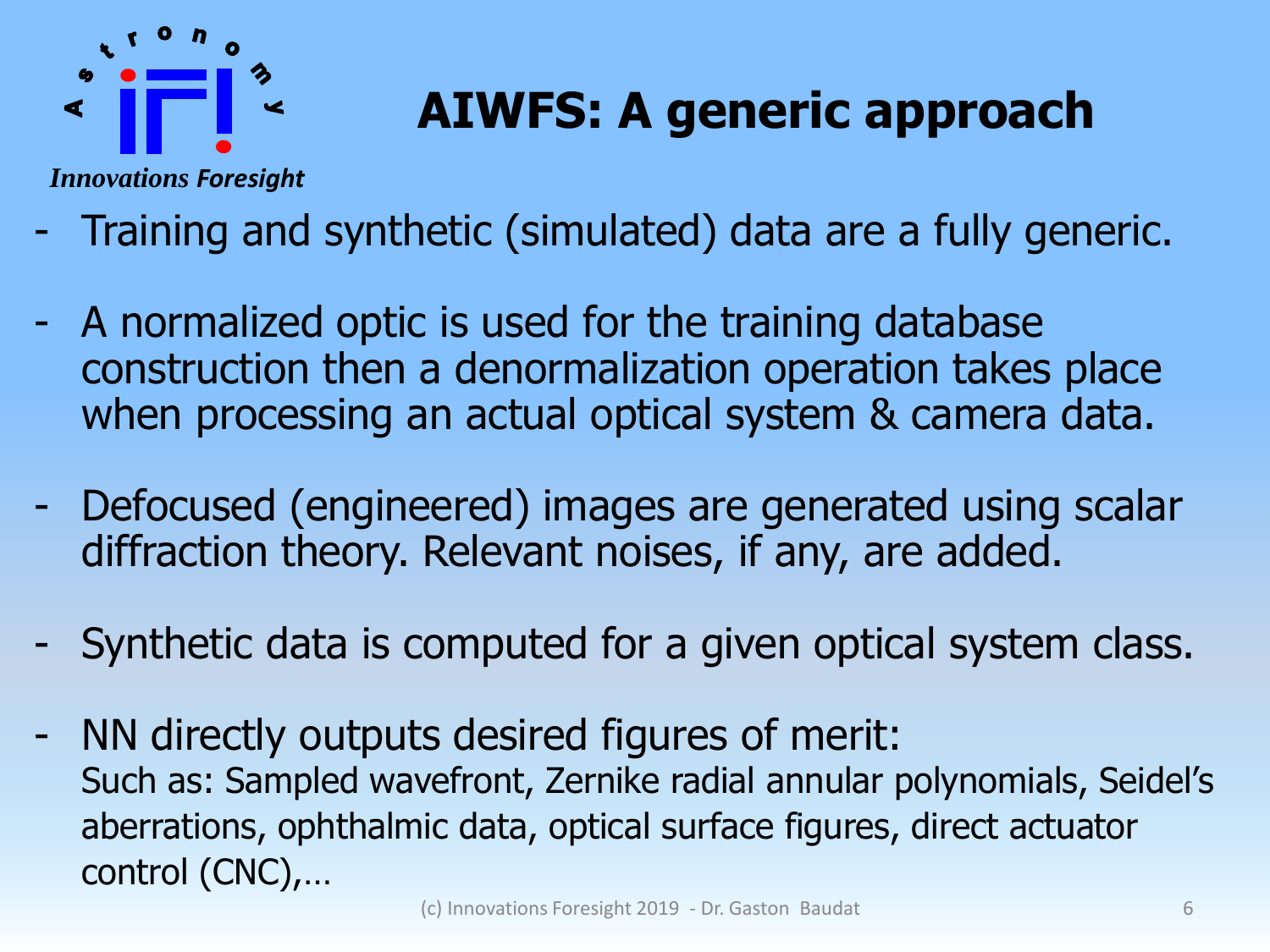# AIWFS: A generic approach

- Training and synthetic (simulated) data are a fully generic.
- A normalized optic is used for the training database construction then a denormalization operation takes place when processing an actual optical system & camera data.
- Defocused (engineered) images are generated using scalar diffraction theory. Relevant noises, if any, are added.
- Synthetic data is computed for a given optical system class.
- NN directly outputs desired figures of merit:
  Such as: Sampled wavefront, Zernike radial annular polynomials, Seidel's aberrations, ophthalmic data, optical surface figures, direct actuator control (CNC),…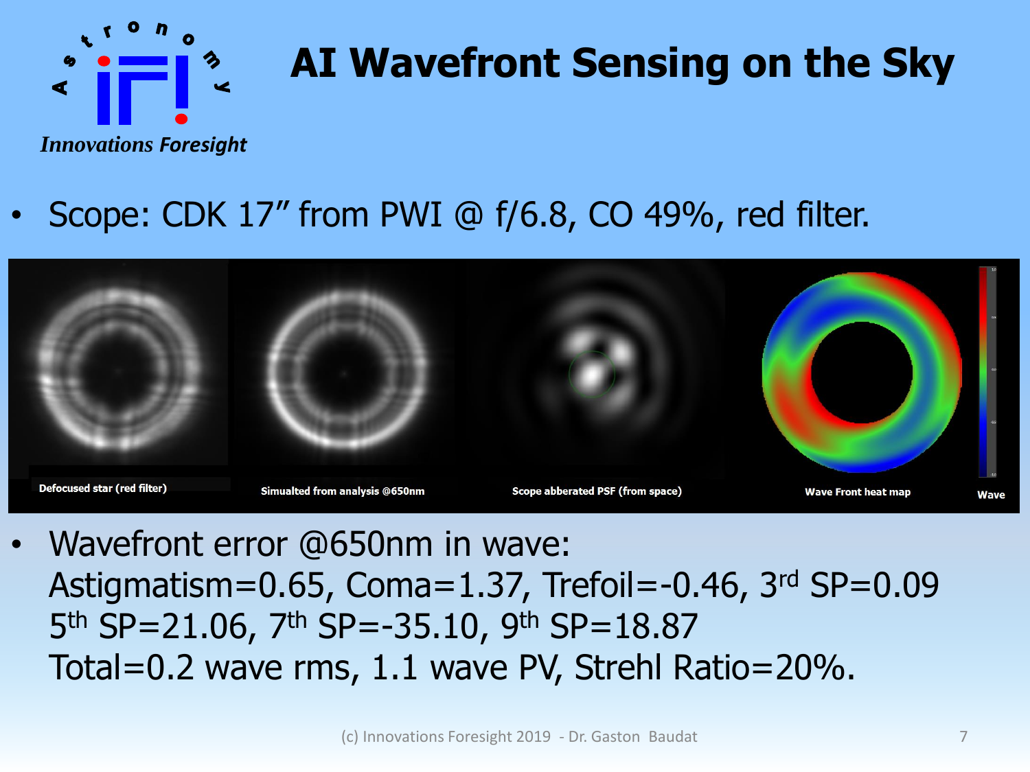# AI Wavefront Sensing on the Sky

- Scope: CDK 17″ from PWI @ f/6.8, CO 49%, red filter.

Defocused star (red filter) | Simualted from analysis @650nm | Scope abberated PSF (from space) | Wave Front heat map | Wave

- Wavefront error @650nm in wave:
  Astigmatism=0.65, Coma=1.37, Trefoil=-0.46, 3rd SP=0.09
  5th SP=21.06, 7th SP=-35.10, 9th SP=18.87
  Total=0.2 wave rms, 1.1 wave PV, Strehl Ratio=20%.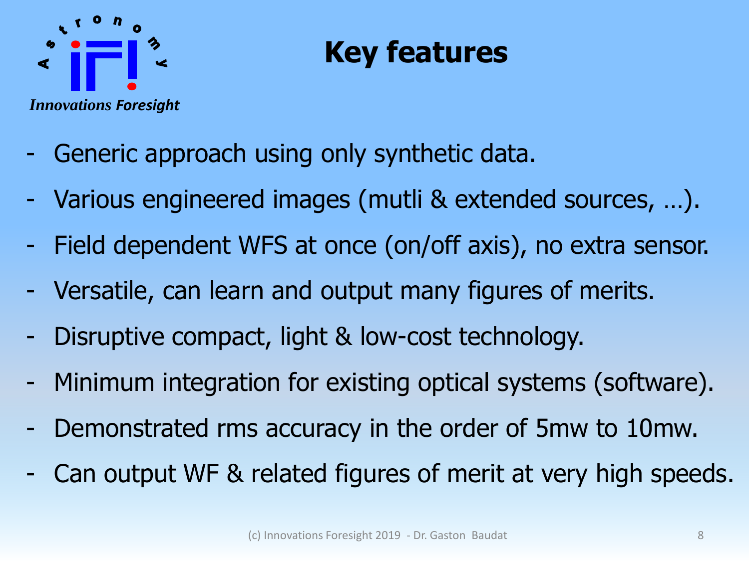# Key features

- Generic approach using only synthetic data.
- Various engineered images (mutli & extended sources, …).
- Field dependent WFS at once (on/off axis), no extra sensor.
- Versatile, can learn and output many figures of merits.
- Disruptive compact, light & low-cost technology.
- Minimum integration for existing optical systems (software).
- Demonstrated rms accuracy in the order of 5mw to 10mw.
- Can output WF & related figures of merit at very high speeds.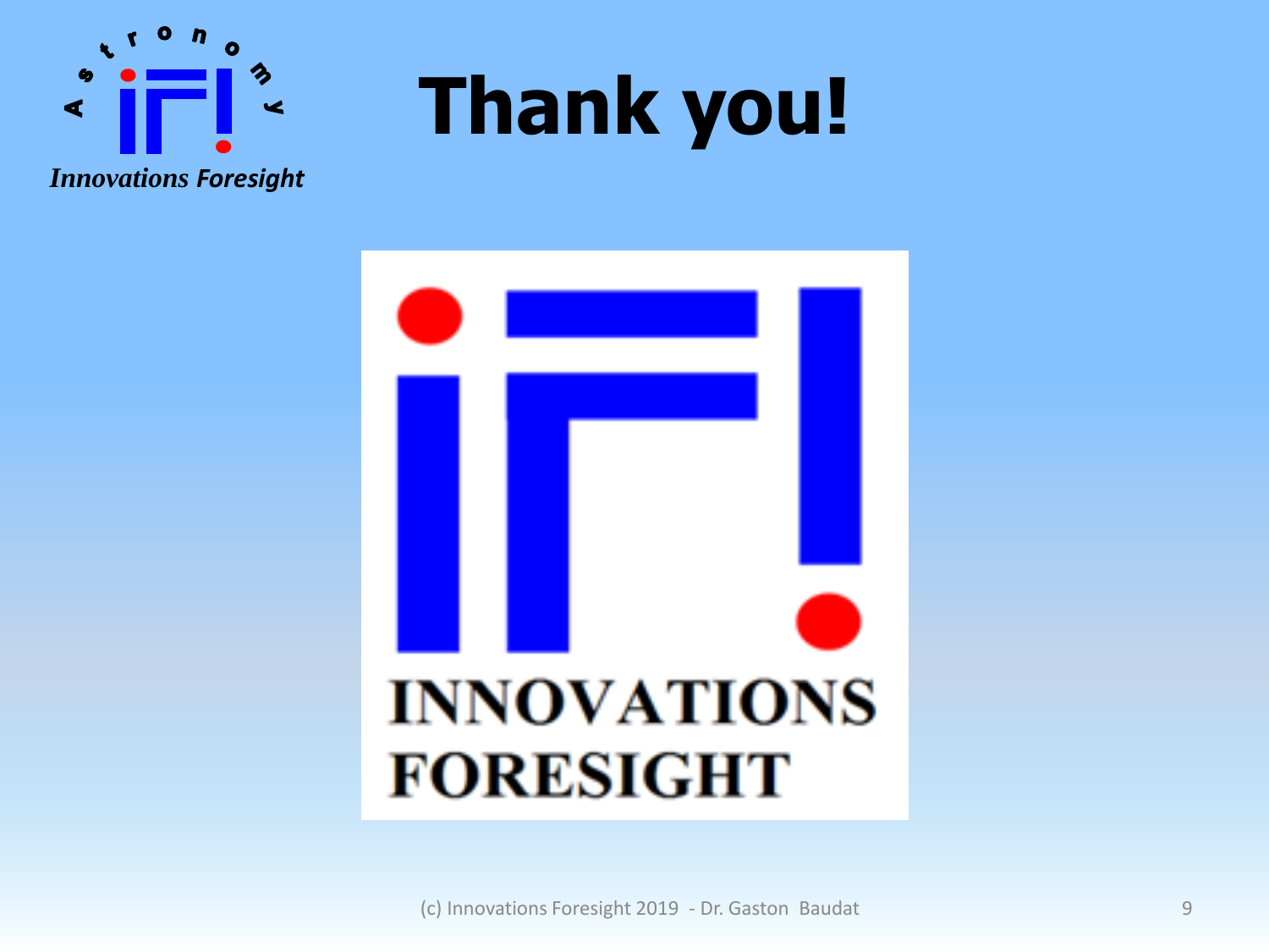# Thank you!